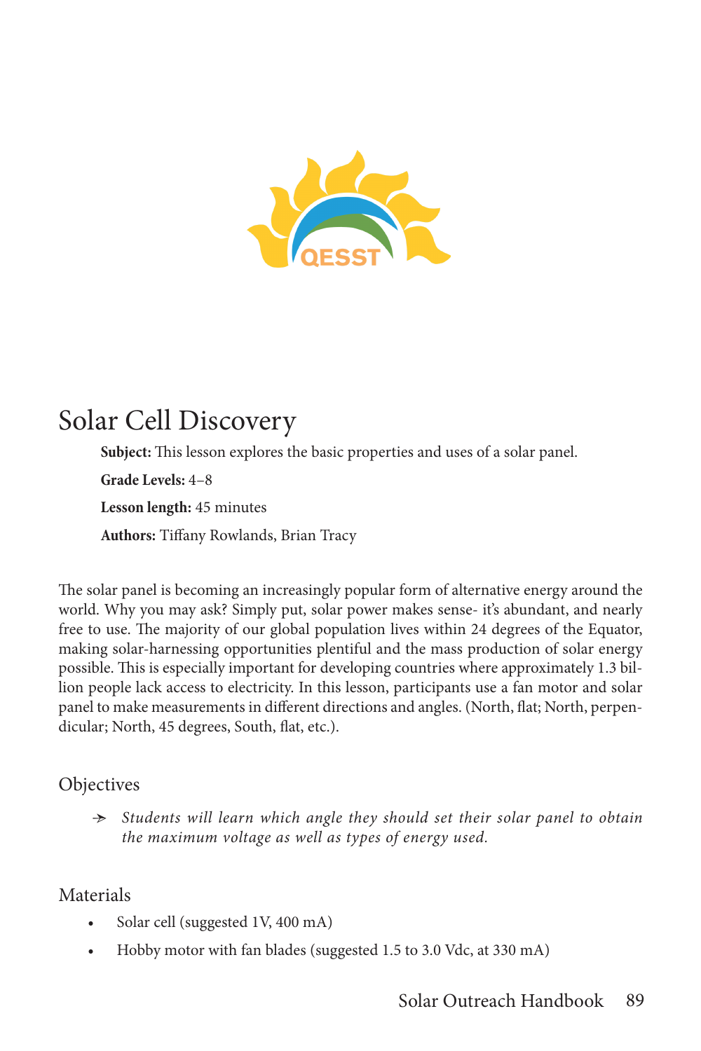# Solar Cell Discovery

**Subject:** This lesson explores the basic properties and uses of a solar panel.

**Grade Levels:** 4–8

**Lesson length:** 45 minutes

**Authors:** Tiffany Rowlands, Brian Tracy

The solar panel is becoming an increasingly popular form of alternative energy around the world. Why you may ask? Simply put, solar power makes sense- it's abundant, and nearly free to use. The majority of our global population lives within 24 degrees of the Equator, making solar-harnessing opportunities plentiful and the mass production of solar energy possible. This is especially important for developing countries where approximately 1.3 billion people lack access to electricity. In this lesson, participants use a fan motor and solar panel to make measurements in different directions and angles. (North, flat; North, perpendicular; North, 45 degrees, South, flat, etc.).

## Objectives

- *Students will learn which angle they should set their solar panel to obtain the maximum voltage as well as types of energy used.*

## Materials

- Solar cell (suggested 1V, 400 mA)
- Hobby motor with fan blades (suggested 1.5 to 3.0 Vdc, at 330 mA)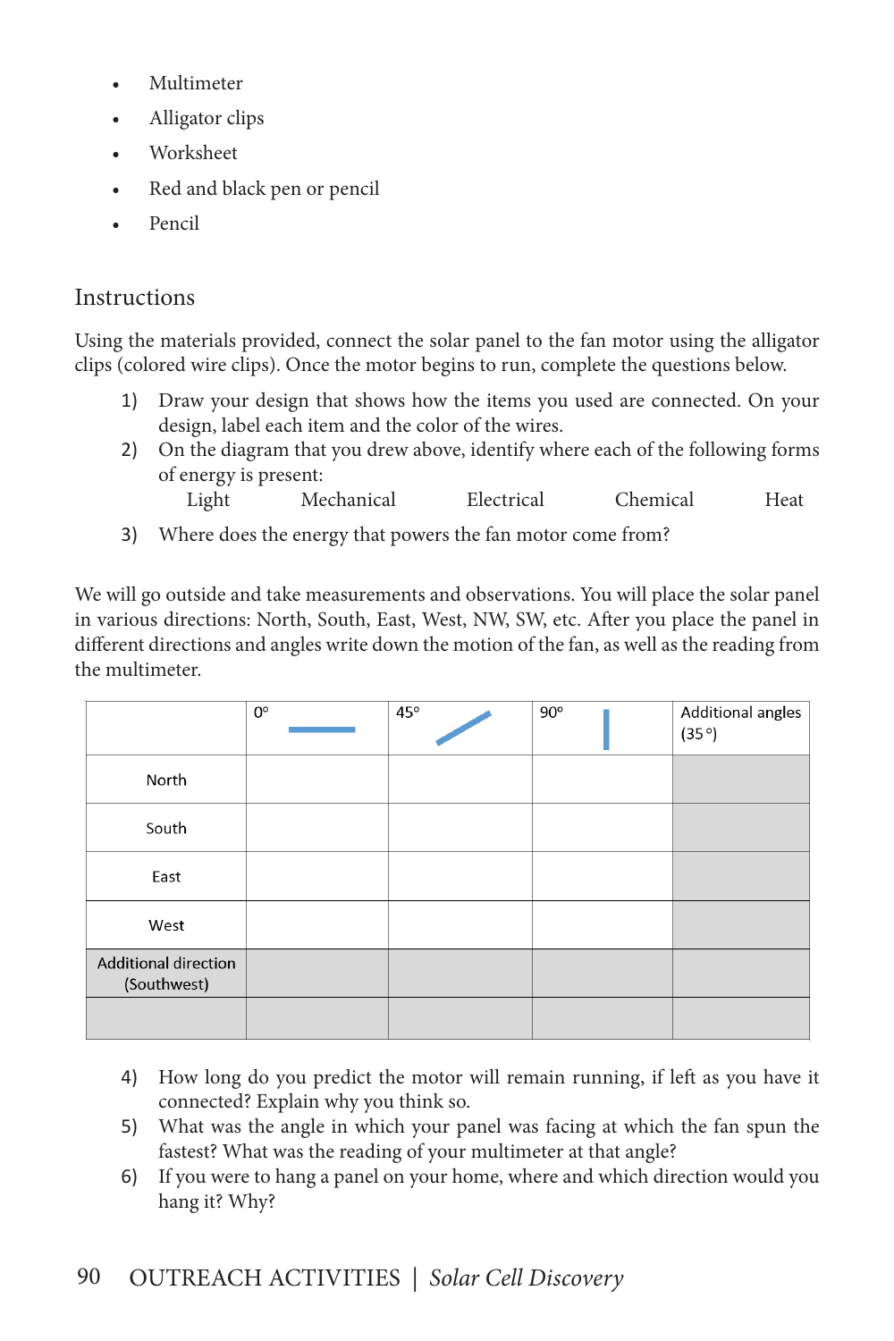- Multimeter
- Alligator clips
- Worksheet
- Red and black pen or pencil
- Pencil

## Instructions

Using the materials provided, connect the solar panel to the fan motor using the alligator clips (colored wire clips). Once the motor begins to run, complete the questions below.

1) Draw your design that shows how the items you used are connected. On your design, label each item and the color of the wires.
2) On the diagram that you drew above, identify where each of the following forms of energy is present:

   Light Mechanical Electrical Chemical Heat

3) Where does the energy that powers the fan motor come from?

We will go outside and take measurements and observations. You will place the solar panel in various directions: North, South, East, West, NW, SW, etc. After you place the panel in different directions and angles write down the motion of the fan, as well as the reading from the multimeter.

| | 0° | 45° | 90° | Additional angles (35°) |
|---|---|---|---|---|
| North | | | | |
| South | | | | |
| East | | | | |
| West | | | | |
| Additional direction (Southwest) | | | | |
| | | | | |

4) How long do you predict the motor will remain running, if left as you have it connected? Explain why you think so.
5) What was the angle in which your panel was facing at which the fan spun the fastest? What was the reading of your multimeter at that angle?
6) If you were to hang a panel on your home, where and which direction would you hang it? Why?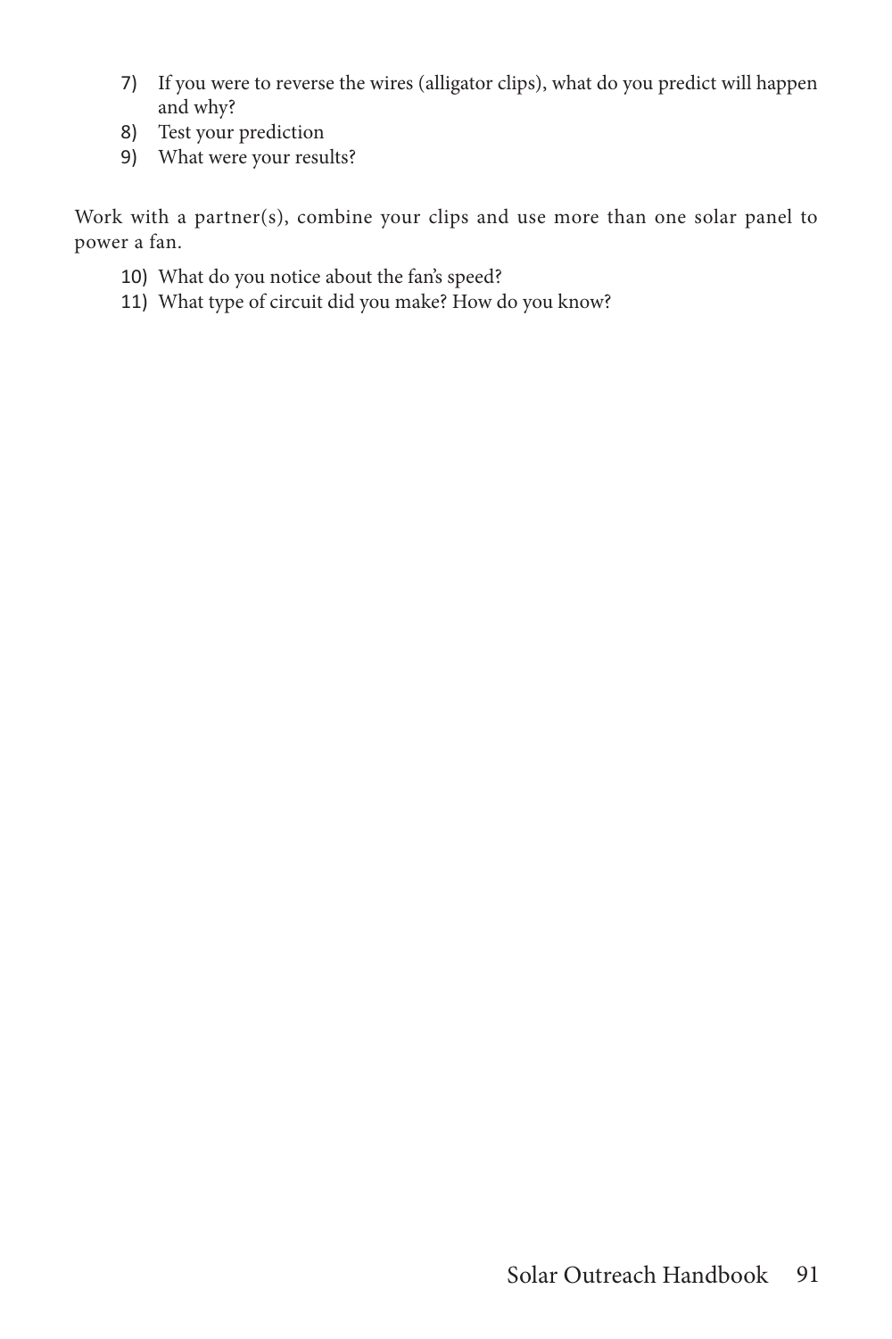7) If you were to reverse the wires (alligator clips), what do you predict will happen and why?
8) Test your prediction
9) What were your results?

Work with a partner(s), combine your clips and use more than one solar panel to power a fan.

10) What do you notice about the fan's speed?
11) What type of circuit did you make? How do you know?